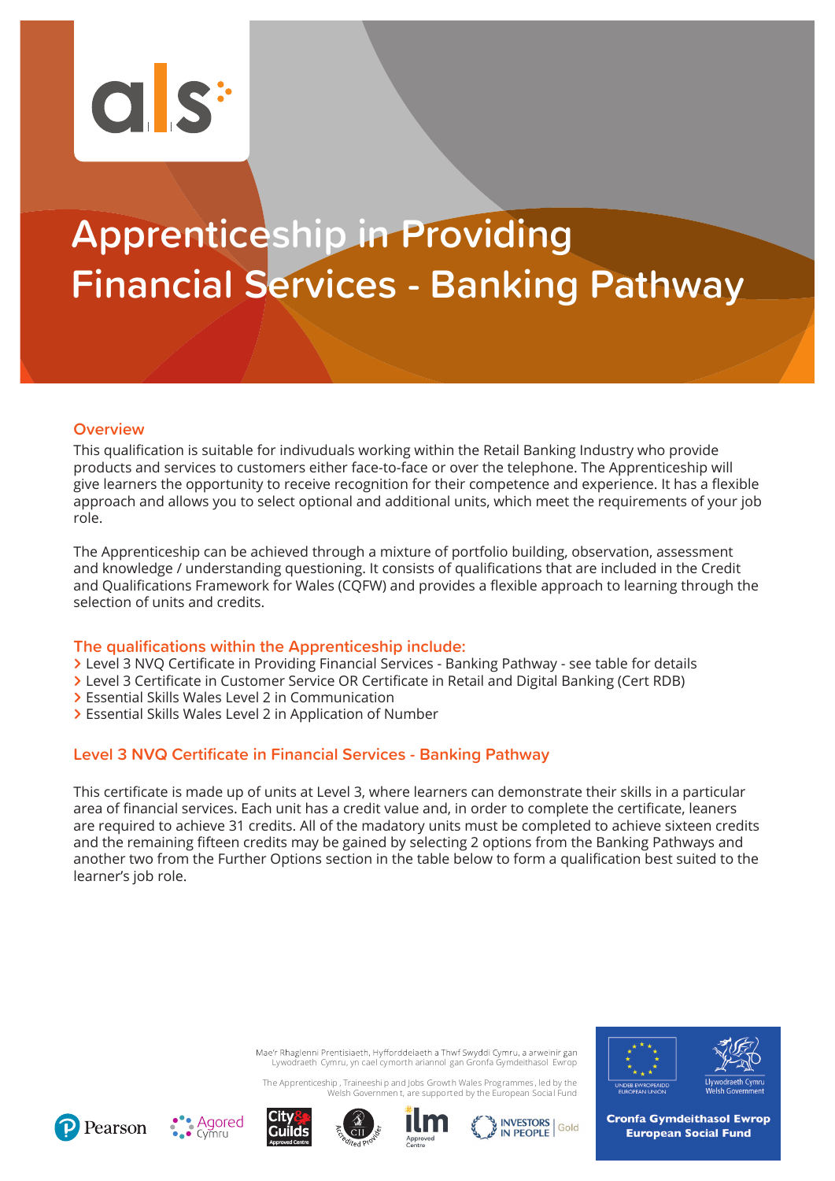# Apprenticeship in Providing Financial Services - Banking Pathway

## Overview

This qualification is suitable for indivuduals working within the Retail Banking Industry who provide products and services to customers either face-to-face or over the telephone. The Apprenticeship will give learners the opportunity to receive recognition for their competence and experience. It has a flexible approach and allows you to select optional and additional units, which meet the requirements of your job role.

The Apprenticeship can be achieved through a mixture of portfolio building, observation, assessment and knowledge / understanding questioning. It consists of qualifications that are included in the Credit and Qualifications Framework for Wales (CQFW) and provides a flexible approach to learning through the selection of units and credits.

## The qualifications within the Apprenticeship include:

- Level 3 NVQ Certificate in Providing Financial Services - Banking Pathway - see table for details
- Level 3 Certificate in Customer Service OR Certificate in Retail and Digital Banking (Cert RDB)
- Essential Skills Wales Level 2 in Communication
- Essential Skills Wales Level 2 in Application of Number

## Level 3 NVQ Certificate in Financial Services - Banking Pathway

This certificate is made up of units at Level 3, where learners can demonstrate their skills in a particular area of financial services. Each unit has a credit value and, in order to complete the certificate, leaners are required to achieve 31 credits. All of the madatory units must be completed to achieve sixteen credits and the remaining fifteen credits may be gained by selecting 2 options from the Banking Pathways and another two from the Further Options section in the table below to form a qualification best suited to the learner's job role.

Mae'r Rhaglenni Prentisiaeth, Hyfforddeiaeth a Thwf Swyddi Cymru, a arweinir gan Lywodraeth Cymru, yn cael cymorth ariannol gan Gronfa Gymdeithasol Ewrop

The Apprenticeship, Traineeship and Jobs Growth Wales Programmes, led by the Welsh Government, are supported by the European Social Fund

Cronfa Gymdeithasol Ewrop
European Social Fund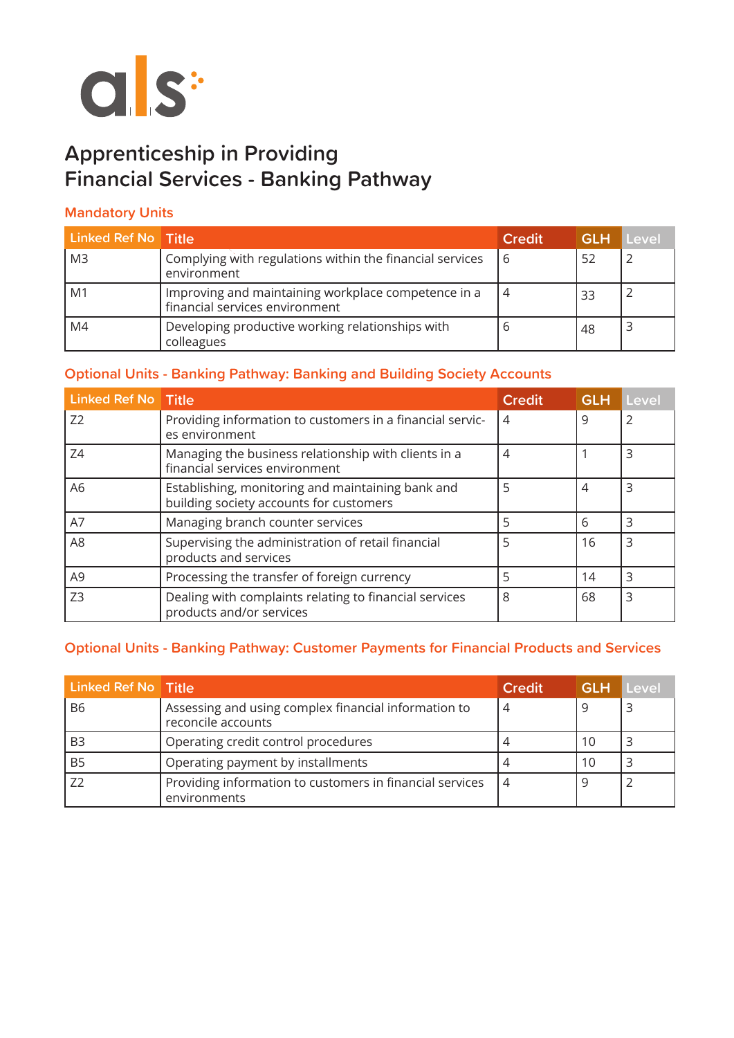# Apprenticeship in Providing Financial Services - Banking Pathway

## Mandatory Units

| Linked Ref No | Title | Credit | GLH | Level |
|---|---|---|---|---|
| M3 | Complying with regulations within the financial services environment | 6 | 52 | 2 |
| M1 | Improving and maintaining workplace competence in a financial services environment | 4 | 33 | 2 |
| M4 | Developing productive working relationships with colleagues | 6 | 48 | 3 |

## Optional Units - Banking Pathway: Banking and Building Society Accounts

| Linked Ref No | Title | Credit | GLH | Level |
|---|---|---|---|---|
| Z2 | Providing information to customers in a financial services environment | 4 | 9 | 2 |
| Z4 | Managing the business relationship with clients in a financial services environment | 4 | 1 | 3 |
| A6 | Establishing, monitoring and maintaining bank and building society accounts for customers | 5 | 4 | 3 |
| A7 | Managing branch counter services | 5 | 6 | 3 |
| A8 | Supervising the administration of retail financial products and services | 5 | 16 | 3 |
| A9 | Processing the transfer of foreign currency | 5 | 14 | 3 |
| Z3 | Dealing with complaints relating to financial services products and/or services | 8 | 68 | 3 |

## Optional Units - Banking Pathway: Customer Payments for Financial Products and Services

| Linked Ref No | Title | Credit | GLH | Level |
|---|---|---|---|---|
| B6 | Assessing and using complex financial information to reconcile accounts | 4 | 9 | 3 |
| B3 | Operating credit control procedures | 4 | 10 | 3 |
| B5 | Operating payment by installments | 4 | 10 | 3 |
| Z2 | Providing information to customers in financial services environments | 4 | 9 | 2 |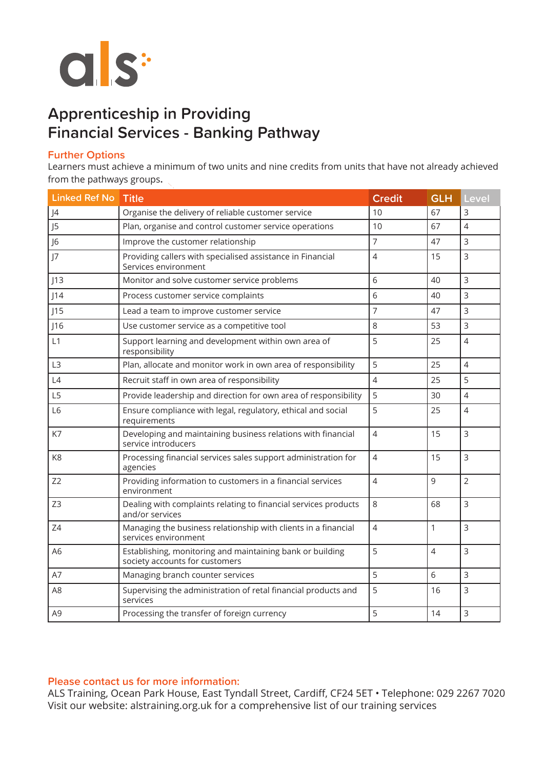# Apprenticeship in Providing Financial Services - Banking Pathway

## Further Options

Learners must achieve a minimum of two units and nine credits from units that have not already achieved from the pathways groups.

| Linked Ref No | Title | Credit | GLH | Level |
|---|---|---|---|---|
| J4 | Organise the delivery of reliable customer service | 10 | 67 | 3 |
| J5 | Plan, organise and control customer service operations | 10 | 67 | 4 |
| J6 | Improve the customer relationship | 7 | 47 | 3 |
| J7 | Providing callers with specialised assistance in Financial Services enviroment | 4 | 15 | 3 |
| J13 | Monitor and solve customer service problems | 6 | 40 | 3 |
| J14 | Process customer service complaints | 6 | 40 | 3 |
| J15 | Lead a team to improve customer service | 7 | 47 | 3 |
| J16 | Use customer service as a competitive tool | 8 | 53 | 3 |
| L1 | Support learning and development within own area of responsibility | 5 | 25 | 4 |
| L3 | Plan, allocate and monitor work in own area of responsibility | 5 | 25 | 4 |
| L4 | Recruit staff in own area of responsibility | 4 | 25 | 5 |
| L5 | Provide leadership and direction for own area of responsibility | 5 | 30 | 4 |
| L6 | Ensure compliance with legal, regulatory, ethical and social requirements | 5 | 25 | 4 |
| K7 | Developing and maintaining business relations with financial service introducers | 4 | 15 | 3 |
| K8 | Processing financial services sales support administration for agencies | 4 | 15 | 3 |
| Z2 | Providing information to customers in a financial services environment | 4 | 9 | 2 |
| Z3 | Dealing with complaints relating to financial services products and/or services | 8 | 68 | 3 |
| Z4 | Managing the business relationship with clients in a financial services environment | 4 | 1 | 3 |
| A6 | Establishing, monitoring and maintaining bank or building society accounts for customers | 5 | 4 | 3 |
| A7 | Managing branch counter services | 5 | 6 | 3 |
| A8 | Supervising the administration of retal financial products and services | 5 | 16 | 3 |
| A9 | Processing the transfer of foreign currency | 5 | 14 | 3 |

**Please contact us for more information:**

ALS Training, Ocean Park House, East Tyndall Street, Cardiff, CF24 5ET • Telephone: 029 2267 7020
Visit our website: alstraining.org.uk for a comprehensive list of our training services